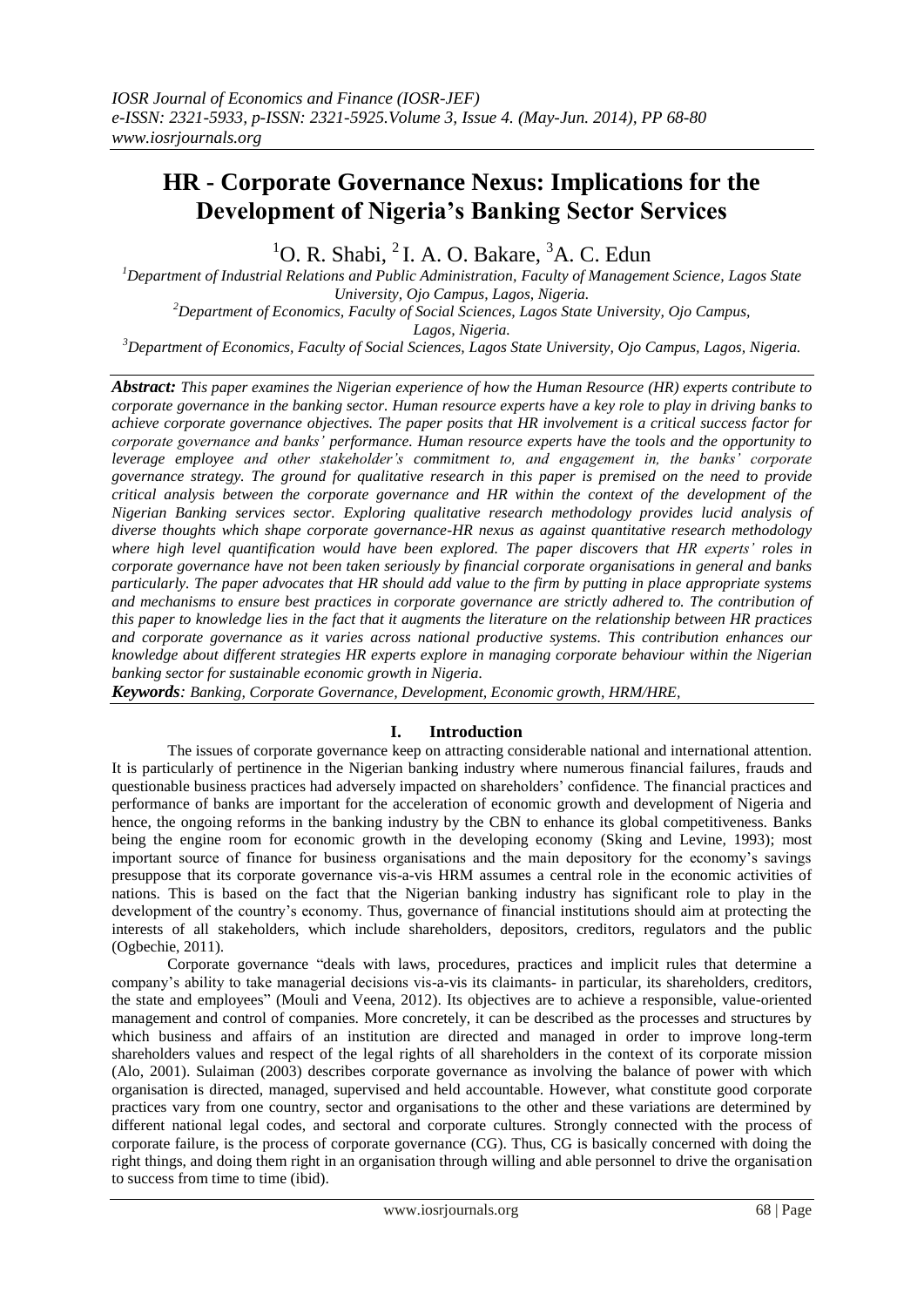# HR - Corporate Governance Nexus: Implications for the Development of Nigeria's Banking Sector Services

[1]O. R. Shabi, [2]I. A. O. Bakare, [3]A. C. Edun

[1]*Department of Industrial Relations and Public Administration, Faculty of Management Science, Lagos State University, Ojo Campus, Lagos, Nigeria.*

[2]*Department of Economics, Faculty of Social Sciences, Lagos State University, Ojo Campus, Lagos, Nigeria.*

[3]*Department of Economics, Faculty of Social Sciences, Lagos State University, Ojo Campus, Lagos, Nigeria.*

***Abstract:*** *This paper examines the Nigerian experience of how the Human Resource (HR) experts contribute to corporate governance in the banking sector. Human resource experts have a key role to play in driving banks to achieve corporate governance objectives. The paper posits that HR involvement is a critical success factor for corporate governance and banks' performance. Human resource experts have the tools and the opportunity to leverage employee and other stakeholder's commitment to, and engagement in, the banks' corporate governance strategy. The ground for qualitative research in this paper is premised on the need to provide critical analysis between the corporate governance and HR within the context of the development of the Nigerian Banking services sector. Exploring qualitative research methodology provides lucid analysis of diverse thoughts which shape corporate governance-HR nexus as against quantitative research methodology where high level quantification would have been explored. The paper discovers that HR experts' roles in corporate governance have not been taken seriously by financial corporate organisations in general and banks particularly. The paper advocates that HR should add value to the firm by putting in place appropriate systems and mechanisms to ensure best practices in corporate governance are strictly adhered to. The contribution of this paper to knowledge lies in the fact that it augments the literature on the relationship between HR practices and corporate governance as it varies across national productive systems. This contribution enhances our knowledge about different strategies HR experts explore in managing corporate behaviour within the Nigerian banking sector for sustainable economic growth in Nigeria.*

***Keywords****: Banking, Corporate Governance, Development, Economic growth, HRM/HRE,*

## I. Introduction

The issues of corporate governance keep on attracting considerable national and international attention. It is particularly of pertinence in the Nigerian banking industry where numerous financial failures, frauds and questionable business practices had adversely impacted on shareholders' confidence. The financial practices and performance of banks are important for the acceleration of economic growth and development of Nigeria and hence, the ongoing reforms in the banking industry by the CBN to enhance its global competitiveness. Banks being the engine room for economic growth in the developing economy (Sking and Levine, 1993); most important source of finance for business organisations and the main depository for the economy's savings presuppose that its corporate governance vis-a-vis HRM assumes a central role in the economic activities of nations. This is based on the fact that the Nigerian banking industry has significant role to play in the development of the country's economy. Thus, governance of financial institutions should aim at protecting the interests of all stakeholders, which include shareholders, depositors, creditors, regulators and the public (Ogbechie, 2011).

Corporate governance "deals with laws, procedures, practices and implicit rules that determine a company's ability to take managerial decisions vis-a-vis its claimants- in particular, its shareholders, creditors, the state and employees" (Mouli and Veena, 2012). Its objectives are to achieve a responsible, value-oriented management and control of companies. More concretely, it can be described as the processes and structures by which business and affairs of an institution are directed and managed in order to improve long-term shareholders values and respect of the legal rights of all shareholders in the context of its corporate mission (Alo, 2001). Sulaiman (2003) describes corporate governance as involving the balance of power with which organisation is directed, managed, supervised and held accountable. However, what constitute good corporate practices vary from one country, sector and organisations to the other and these variations are determined by different national legal codes, and sectoral and corporate cultures. Strongly connected with the process of corporate failure, is the process of corporate governance (CG). Thus, CG is basically concerned with doing the right things, and doing them right in an organisation through willing and able personnel to drive the organisation to success from time to time (ibid).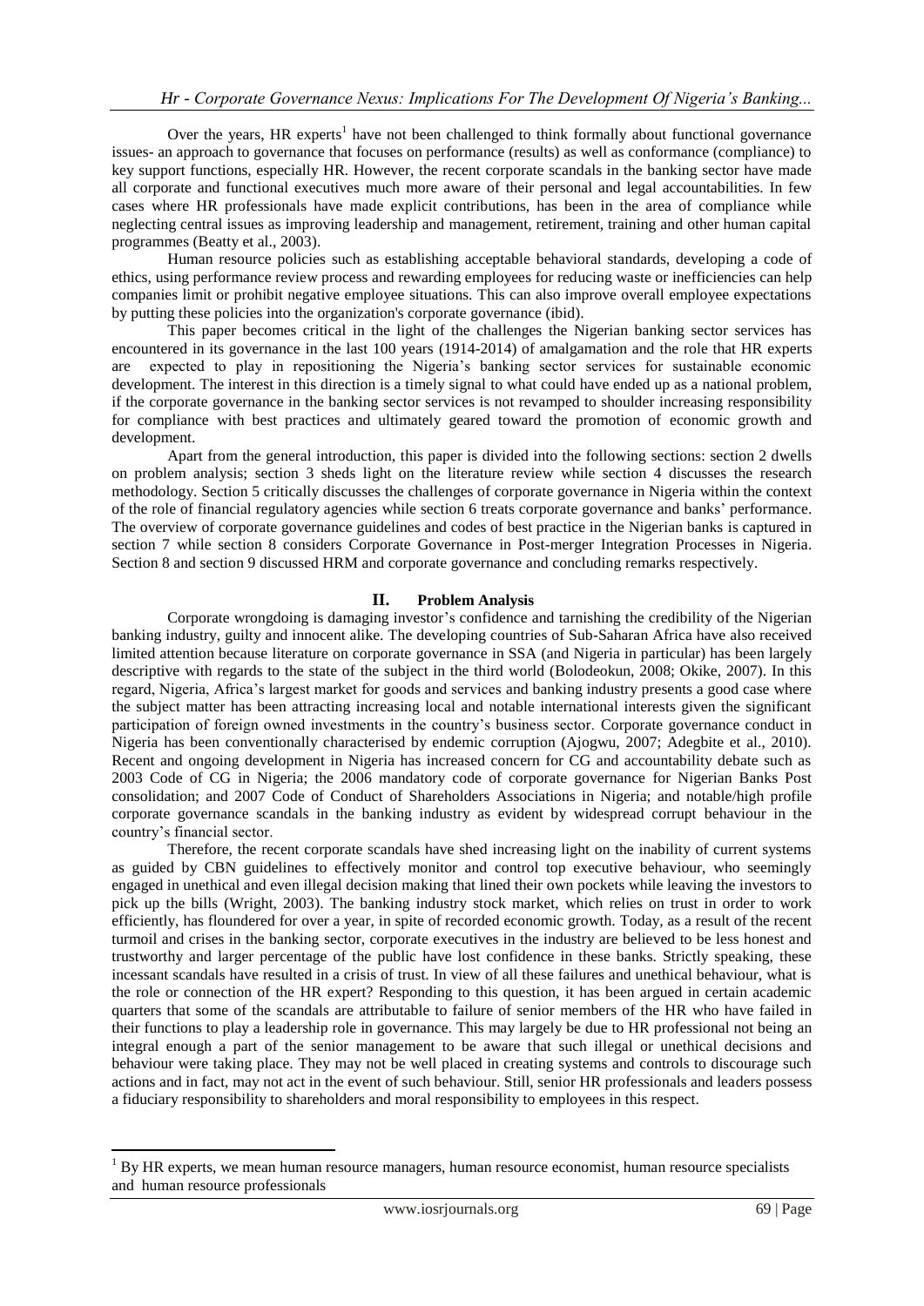Over the years, HR experts[1] have not been challenged to think formally about functional governance issues- an approach to governance that focuses on performance (results) as well as conformance (compliance) to key support functions, especially HR. However, the recent corporate scandals in the banking sector have made all corporate and functional executives much more aware of their personal and legal accountabilities. In few cases where HR professionals have made explicit contributions, has been in the area of compliance while neglecting central issues as improving leadership and management, retirement, training and other human capital programmes (Beatty et al., 2003).

Human resource policies such as establishing acceptable behavioral standards, developing a code of ethics, using performance review process and rewarding employees for reducing waste or inefficiencies can help companies limit or prohibit negative employee situations. This can also improve overall employee expectations by putting these policies into the organization's corporate governance (ibid).

This paper becomes critical in the light of the challenges the Nigerian banking sector services has encountered in its governance in the last 100 years (1914-2014) of amalgamation and the role that HR experts are expected to play in repositioning the Nigeria's banking sector services for sustainable economic development. The interest in this direction is a timely signal to what could have ended up as a national problem, if the corporate governance in the banking sector services is not revamped to shoulder increasing responsibility for compliance with best practices and ultimately geared toward the promotion of economic growth and development.

Apart from the general introduction, this paper is divided into the following sections: section 2 dwells on problem analysis; section 3 sheds light on the literature review while section 4 discusses the research methodology. Section 5 critically discusses the challenges of corporate governance in Nigeria within the context of the role of financial regulatory agencies while section 6 treats corporate governance and banks' performance. The overview of corporate governance guidelines and codes of best practice in the Nigerian banks is captured in section 7 while section 8 considers Corporate Governance in Post-merger Integration Processes in Nigeria. Section 8 and section 9 discussed HRM and corporate governance and concluding remarks respectively.

## II. Problem Analysis

Corporate wrongdoing is damaging investor's confidence and tarnishing the credibility of the Nigerian banking industry, guilty and innocent alike. The developing countries of Sub-Saharan Africa have also received limited attention because literature on corporate governance in SSA (and Nigeria in particular) has been largely descriptive with regards to the state of the subject in the third world (Bolodeokun, 2008; Okike, 2007). In this regard, Nigeria, Africa's largest market for goods and services and banking industry presents a good case where the subject matter has been attracting increasing local and notable international interests given the significant participation of foreign owned investments in the country's business sector. Corporate governance conduct in Nigeria has been conventionally characterised by endemic corruption (Ajogwu, 2007; Adegbite et al., 2010). Recent and ongoing development in Nigeria has increased concern for CG and accountability debate such as 2003 Code of CG in Nigeria; the 2006 mandatory code of corporate governance for Nigerian Banks Post consolidation; and 2007 Code of Conduct of Shareholders Associations in Nigeria; and notable/high profile corporate governance scandals in the banking industry as evident by widespread corrupt behaviour in the country's financial sector.

Therefore, the recent corporate scandals have shed increasing light on the inability of current systems as guided by CBN guidelines to effectively monitor and control top executive behaviour, who seemingly engaged in unethical and even illegal decision making that lined their own pockets while leaving the investors to pick up the bills (Wright, 2003). The banking industry stock market, which relies on trust in order to work efficiently, has floundered for over a year, in spite of recorded economic growth. Today, as a result of the recent turmoil and crises in the banking sector, corporate executives in the industry are believed to be less honest and trustworthy and larger percentage of the public have lost confidence in these banks. Strictly speaking, these incessant scandals have resulted in a crisis of trust. In view of all these failures and unethical behaviour, what is the role or connection of the HR expert? Responding to this question, it has been argued in certain academic quarters that some of the scandals are attributable to failure of senior members of the HR who have failed in their functions to play a leadership role in governance. This may largely be due to HR professional not being an integral enough a part of the senior management to be aware that such illegal or unethical decisions and behaviour were taking place. They may not be well placed in creating systems and controls to discourage such actions and in fact, may not act in the event of such behaviour. Still, senior HR professionals and leaders possess a fiduciary responsibility to shareholders and moral responsibility to employees in this respect.

---

[1] By HR experts, we mean human resource managers, human resource economist, human resource specialists and human resource professionals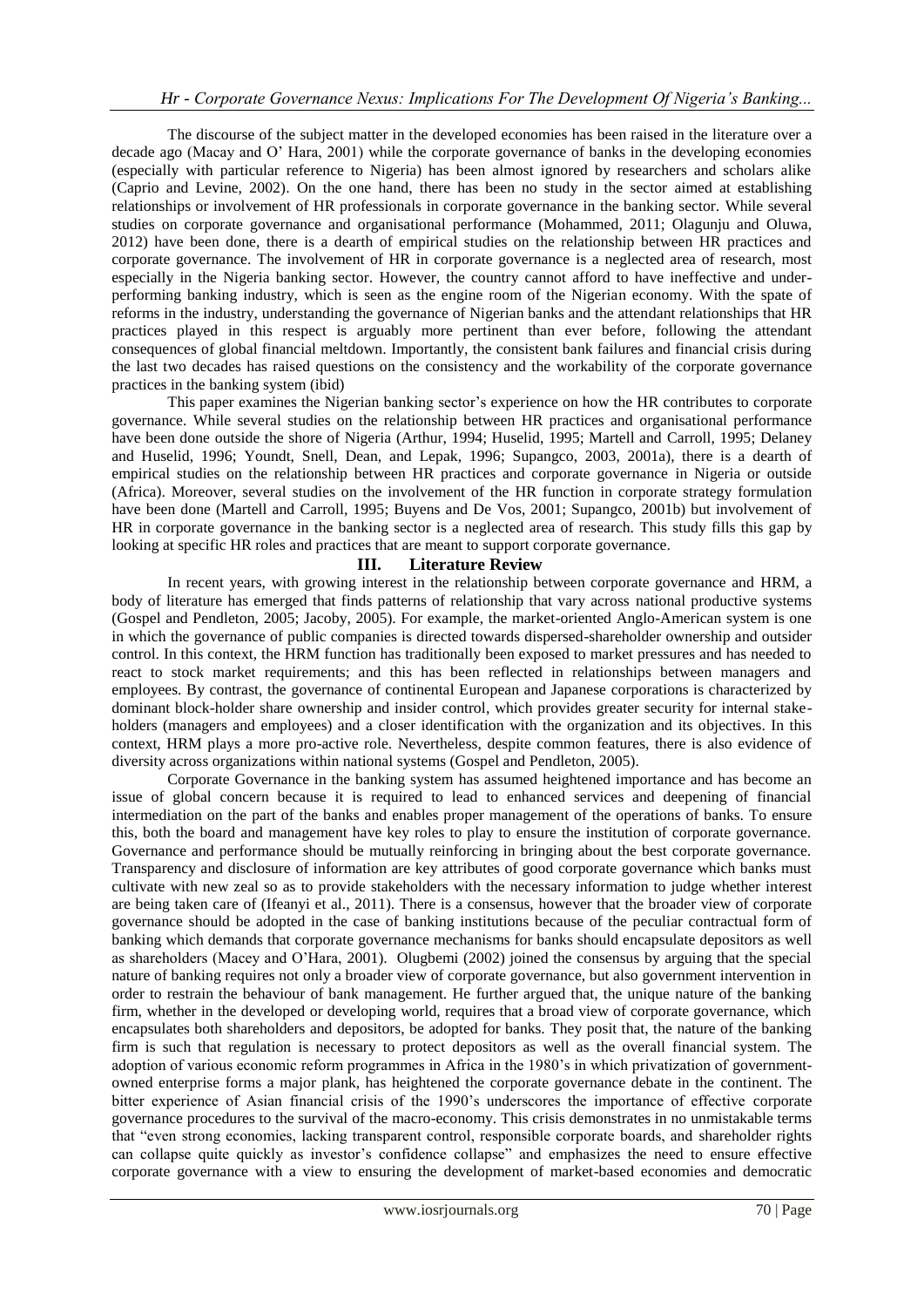The discourse of the subject matter in the developed economies has been raised in the literature over a decade ago (Macay and O' Hara, 2001) while the corporate governance of banks in the developing economies (especially with particular reference to Nigeria) has been almost ignored by researchers and scholars alike (Caprio and Levine, 2002). On the one hand, there has been no study in the sector aimed at establishing relationships or involvement of HR professionals in corporate governance in the banking sector. While several studies on corporate governance and organisational performance (Mohammed, 2011; Olagunju and Oluwa, 2012) have been done, there is a dearth of empirical studies on the relationship between HR practices and corporate governance. The involvement of HR in corporate governance is a neglected area of research, most especially in the Nigeria banking sector. However, the country cannot afford to have ineffective and under-performing banking industry, which is seen as the engine room of the Nigerian economy. With the spate of reforms in the industry, understanding the governance of Nigerian banks and the attendant relationships that HR practices played in this respect is arguably more pertinent than ever before, following the attendant consequences of global financial meltdown. Importantly, the consistent bank failures and financial crisis during the last two decades has raised questions on the consistency and the workability of the corporate governance practices in the banking system (ibid)

This paper examines the Nigerian banking sector's experience on how the HR contributes to corporate governance. While several studies on the relationship between HR practices and organisational performance have been done outside the shore of Nigeria (Arthur, 1994; Huselid, 1995; Martell and Carroll, 1995; Delaney and Huselid, 1996; Youndt, Snell, Dean, and Lepak, 1996; Supangco, 2003, 2001a), there is a dearth of empirical studies on the relationship between HR practices and corporate governance in Nigeria or outside (Africa). Moreover, several studies on the involvement of the HR function in corporate strategy formulation have been done (Martell and Carroll, 1995; Buyens and De Vos, 2001; Supangco, 2001b) but involvement of HR in corporate governance in the banking sector is a neglected area of research. This study fills this gap by looking at specific HR roles and practices that are meant to support corporate governance.

## III. Literature Review

In recent years, with growing interest in the relationship between corporate governance and HRM, a body of literature has emerged that finds patterns of relationship that vary across national productive systems (Gospel and Pendleton, 2005; Jacoby, 2005). For example, the market-oriented Anglo-American system is one in which the governance of public companies is directed towards dispersed-shareholder ownership and outsider control. In this context, the HRM function has traditionally been exposed to market pressures and has needed to react to stock market requirements; and this has been reflected in relationships between managers and employees. By contrast, the governance of continental European and Japanese corporations is characterized by dominant block-holder share ownership and insider control, which provides greater security for internal stake-holders (managers and employees) and a closer identification with the organization and its objectives. In this context, HRM plays a more pro-active role. Nevertheless, despite common features, there is also evidence of diversity across organizations within national systems (Gospel and Pendleton, 2005).

Corporate Governance in the banking system has assumed heightened importance and has become an issue of global concern because it is required to lead to enhanced services and deepening of financial intermediation on the part of the banks and enables proper management of the operations of banks. To ensure this, both the board and management have key roles to play to ensure the institution of corporate governance. Governance and performance should be mutually reinforcing in bringing about the best corporate governance. Transparency and disclosure of information are key attributes of good corporate governance which banks must cultivate with new zeal so as to provide stakeholders with the necessary information to judge whether interest are being taken care of (Ifeanyi et al., 2011). There is a consensus, however that the broader view of corporate governance should be adopted in the case of banking institutions because of the peculiar contractual form of banking which demands that corporate governance mechanisms for banks should encapsulate depositors as well as shareholders (Macey and O'Hara, 2001). Olugbemi (2002) joined the consensus by arguing that the special nature of banking requires not only a broader view of corporate governance, but also government intervention in order to restrain the behaviour of bank management. He further argued that, the unique nature of the banking firm, whether in the developed or developing world, requires that a broad view of corporate governance, which encapsulates both shareholders and depositors, be adopted for banks. They posit that, the nature of the banking firm is such that regulation is necessary to protect depositors as well as the overall financial system. The adoption of various economic reform programmes in Africa in the 1980's in which privatization of government-owned enterprise forms a major plank, has heightened the corporate governance debate in the continent. The bitter experience of Asian financial crisis of the 1990's underscores the importance of effective corporate governance procedures to the survival of the macro-economy. This crisis demonstrates in no unmistakable terms that "even strong economies, lacking transparent control, responsible corporate boards, and shareholder rights can collapse quite quickly as investor's confidence collapse" and emphasizes the need to ensure effective corporate governance with a view to ensuring the development of market-based economies and democratic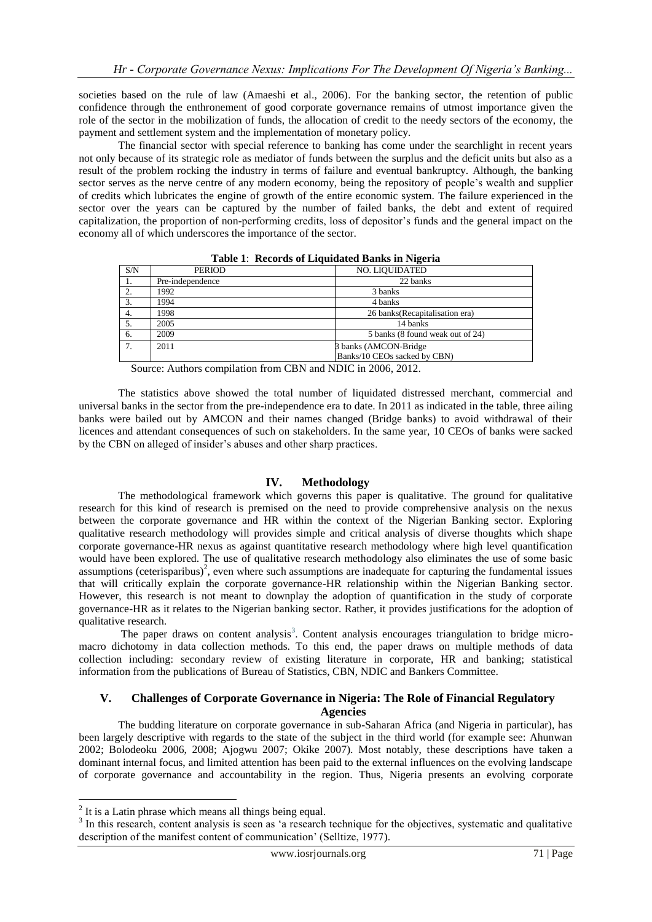societies based on the rule of law (Amaeshi et al., 2006). For the banking sector, the retention of public confidence through the enthronement of good corporate governance remains of utmost importance given the role of the sector in the mobilization of funds, the allocation of credit to the needy sectors of the economy, the payment and settlement system and the implementation of monetary policy.

The financial sector with special reference to banking has come under the searchlight in recent years not only because of its strategic role as mediator of funds between the surplus and the deficit units but also as a result of the problem rocking the industry in terms of failure and eventual bankruptcy. Although, the banking sector serves as the nerve centre of any modern economy, being the repository of people's wealth and supplier of credits which lubricates the engine of growth of the entire economic system. The failure experienced in the sector over the years can be captured by the number of failed banks, the debt and extent of required capitalization, the proportion of non-performing credits, loss of depositor's funds and the general impact on the economy all of which underscores the importance of the sector.

**Table 1**: **Records of Liquidated Banks in Nigeria**

| S/N | PERIOD | NO. LIQUIDATED |
|---|---|---|
| 1. | Pre-independence | 22 banks |
| 2. | 1992 | 3 banks |
| 3. | 1994 | 4 banks |
| 4. | 1998 | 26 banks(Recapitalisation era) |
| 5. | 2005 | 14 banks |
| 6. | 2009 | 5 banks (8 found weak out of 24) |
| 7. | 2011 | 3 banks (AMCON-Bridge Banks/10 CEOs sacked by CBN) |

Source: Authors compilation from CBN and NDIC in 2006, 2012.

The statistics above showed the total number of liquidated distressed merchant, commercial and universal banks in the sector from the pre-independence era to date. In 2011 as indicated in the table, three ailing banks were bailed out by AMCON and their names changed (Bridge banks) to avoid withdrawal of their licences and attendant consequences of such on stakeholders. In the same year, 10 CEOs of banks were sacked by the CBN on alleged of insider's abuses and other sharp practices.

## IV. Methodology

The methodological framework which governs this paper is qualitative. The ground for qualitative research for this kind of research is premised on the need to provide comprehensive analysis on the nexus between the corporate governance and HR within the context of the Nigerian Banking sector. Exploring qualitative research methodology will provides simple and critical analysis of diverse thoughts which shape corporate governance-HR nexus as against quantitative research methodology where high level quantification would have been explored. The use of qualitative research methodology also eliminates the use of some basic assumptions (ceterisparibus)[2], even where such assumptions are inadequate for capturing the fundamental issues that will critically explain the corporate governance-HR relationship within the Nigerian Banking sector. However, this research is not meant to downplay the adoption of quantification in the study of corporate governance-HR as it relates to the Nigerian banking sector. Rather, it provides justifications for the adoption of qualitative research.

The paper draws on content analysis[3]. Content analysis encourages triangulation to bridge micro-macro dichotomy in data collection methods. To this end, the paper draws on multiple methods of data collection including: secondary review of existing literature in corporate, HR and banking; statistical information from the publications of Bureau of Statistics, CBN, NDIC and Bankers Committee.

## V. Challenges of Corporate Governance in Nigeria: The Role of Financial Regulatory Agencies

The budding literature on corporate governance in sub-Saharan Africa (and Nigeria in particular), has been largely descriptive with regards to the state of the subject in the third world (for example see: Ahunwan 2002; Bolodeoku 2006, 2008; Ajogwu 2007; Okike 2007). Most notably, these descriptions have taken a dominant internal focus, and limited attention has been paid to the external influences on the evolving landscape of corporate governance and accountability in the region. Thus, Nigeria presents an evolving corporate

---

[2] It is a Latin phrase which means all things being equal.

[3] In this research, content analysis is seen as 'a research technique for the objectives, systematic and qualitative description of the manifest content of communication' (Selltize, 1977).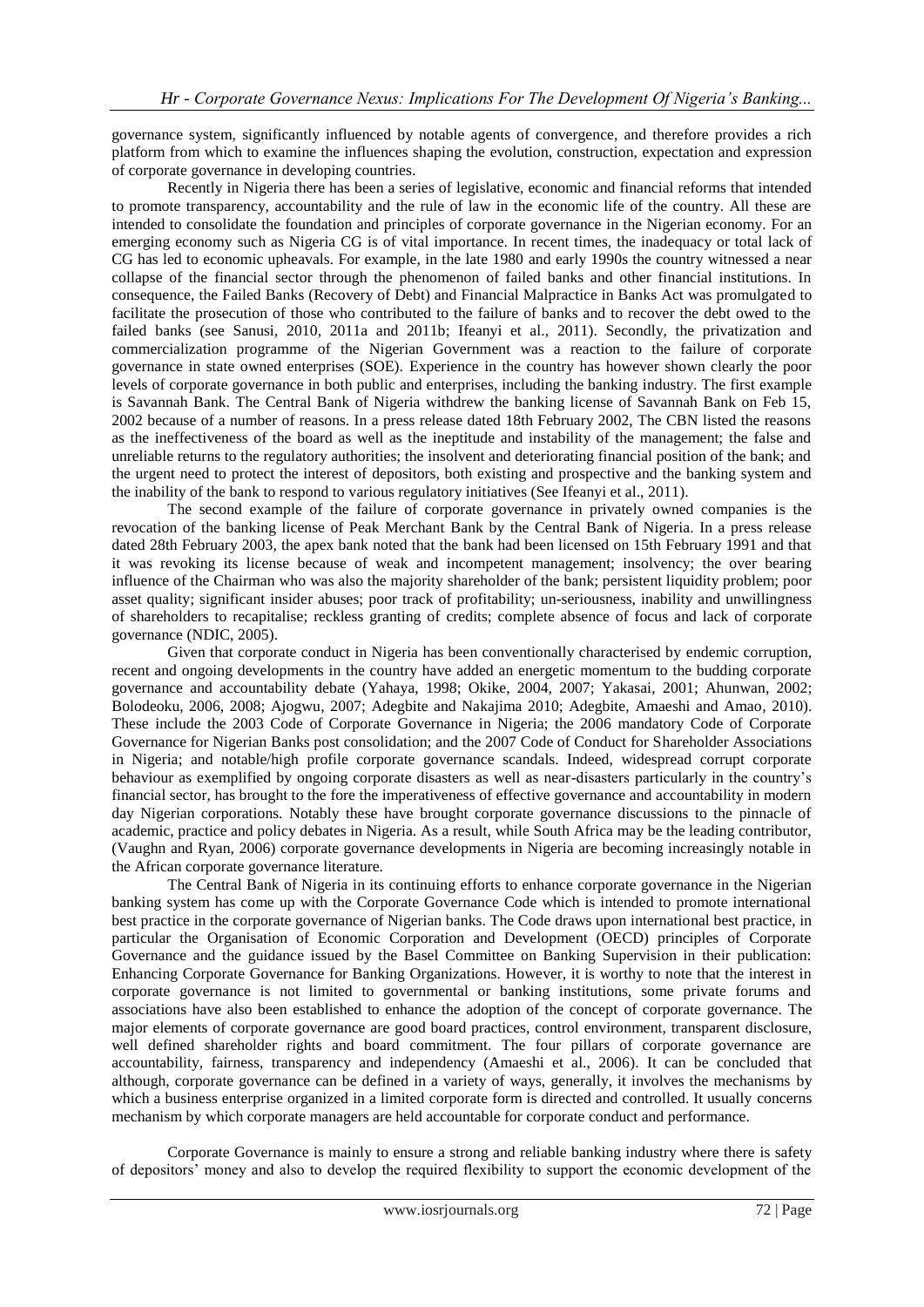governance system, significantly influenced by notable agents of convergence, and therefore provides a rich platform from which to examine the influences shaping the evolution, construction, expectation and expression of corporate governance in developing countries.

Recently in Nigeria there has been a series of legislative, economic and financial reforms that intended to promote transparency, accountability and the rule of law in the economic life of the country. All these are intended to consolidate the foundation and principles of corporate governance in the Nigerian economy. For an emerging economy such as Nigeria CG is of vital importance. In recent times, the inadequacy or total lack of CG has led to economic upheavals. For example, in the late 1980 and early 1990s the country witnessed a near collapse of the financial sector through the phenomenon of failed banks and other financial institutions. In consequence, the Failed Banks (Recovery of Debt) and Financial Malpractice in Banks Act was promulgated to facilitate the prosecution of those who contributed to the failure of banks and to recover the debt owed to the failed banks (see Sanusi, 2010, 2011a and 2011b; Ifeanyi et al., 2011). Secondly, the privatization and commercialization programme of the Nigerian Government was a reaction to the failure of corporate governance in state owned enterprises (SOE). Experience in the country has however shown clearly the poor levels of corporate governance in both public and enterprises, including the banking industry. The first example is Savannah Bank. The Central Bank of Nigeria withdrew the banking license of Savannah Bank on Feb 15, 2002 because of a number of reasons. In a press release dated 18th February 2002, The CBN listed the reasons as the ineffectiveness of the board as well as the ineptitude and instability of the management; the false and unreliable returns to the regulatory authorities; the insolvent and deteriorating financial position of the bank; and the urgent need to protect the interest of depositors, both existing and prospective and the banking system and the inability of the bank to respond to various regulatory initiatives (See Ifeanyi et al., 2011).

The second example of the failure of corporate governance in privately owned companies is the revocation of the banking license of Peak Merchant Bank by the Central Bank of Nigeria. In a press release dated 28th February 2003, the apex bank noted that the bank had been licensed on 15th February 1991 and that it was revoking its license because of weak and incompetent management; insolvency; the over bearing influence of the Chairman who was also the majority shareholder of the bank; persistent liquidity problem; poor asset quality; significant insider abuses; poor track of profitability; un-seriousness, inability and unwillingness of shareholders to recapitalise; reckless granting of credits; complete absence of focus and lack of corporate governance (NDIC, 2005).

Given that corporate conduct in Nigeria has been conventionally characterised by endemic corruption, recent and ongoing developments in the country have added an energetic momentum to the budding corporate governance and accountability debate (Yahaya, 1998; Okike, 2004, 2007; Yakasai, 2001; Ahunwan, 2002; Bolodeoku, 2006, 2008; Ajogwu, 2007; Adegbite and Nakajima 2010; Adegbite, Amaeshi and Amao, 2010). These include the 2003 Code of Corporate Governance in Nigeria; the 2006 mandatory Code of Corporate Governance for Nigerian Banks post consolidation; and the 2007 Code of Conduct for Shareholder Associations in Nigeria; and notable/high profile corporate governance scandals. Indeed, widespread corrupt corporate behaviour as exemplified by ongoing corporate disasters as well as near-disasters particularly in the country's financial sector, has brought to the fore the imperativeness of effective governance and accountability in modern day Nigerian corporations. Notably these have brought corporate governance discussions to the pinnacle of academic, practice and policy debates in Nigeria. As a result, while South Africa may be the leading contributor, (Vaughn and Ryan, 2006) corporate governance developments in Nigeria are becoming increasingly notable in the African corporate governance literature.

The Central Bank of Nigeria in its continuing efforts to enhance corporate governance in the Nigerian banking system has come up with the Corporate Governance Code which is intended to promote international best practice in the corporate governance of Nigerian banks. The Code draws upon international best practice, in particular the Organisation of Economic Corporation and Development (OECD) principles of Corporate Governance and the guidance issued by the Basel Committee on Banking Supervision in their publication: Enhancing Corporate Governance for Banking Organizations. However, it is worthy to note that the interest in corporate governance is not limited to governmental or banking institutions, some private forums and associations have also been established to enhance the adoption of the concept of corporate governance. The major elements of corporate governance are good board practices, control environment, transparent disclosure, well defined shareholder rights and board commitment. The four pillars of corporate governance are accountability, fairness, transparency and independency (Amaeshi et al., 2006). It can be concluded that although, corporate governance can be defined in a variety of ways, generally, it involves the mechanisms by which a business enterprise organized in a limited corporate form is directed and controlled. It usually concerns mechanism by which corporate managers are held accountable for corporate conduct and performance.

Corporate Governance is mainly to ensure a strong and reliable banking industry where there is safety of depositors' money and also to develop the required flexibility to support the economic development of the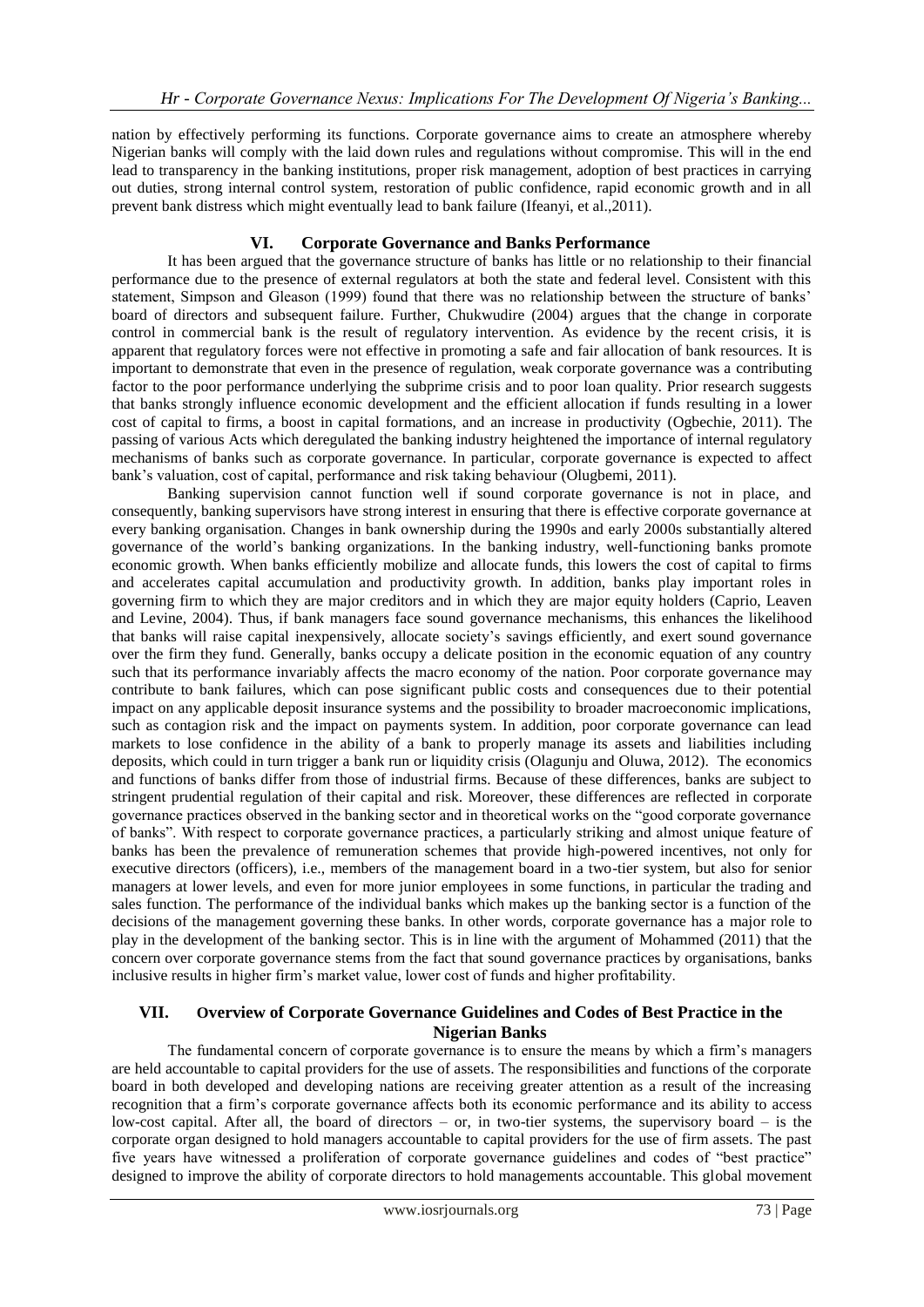nation by effectively performing its functions. Corporate governance aims to create an atmosphere whereby Nigerian banks will comply with the laid down rules and regulations without compromise. This will in the end lead to transparency in the banking institutions, proper risk management, adoption of best practices in carrying out duties, strong internal control system, restoration of public confidence, rapid economic growth and in all prevent bank distress which might eventually lead to bank failure (Ifeanyi, et al.,2011).

## VI. Corporate Governance and Banks Performance

It has been argued that the governance structure of banks has little or no relationship to their financial performance due to the presence of external regulators at both the state and federal level. Consistent with this statement, Simpson and Gleason (1999) found that there was no relationship between the structure of banks' board of directors and subsequent failure. Further, Chukwudire (2004) argues that the change in corporate control in commercial bank is the result of regulatory intervention. As evidence by the recent crisis, it is apparent that regulatory forces were not effective in promoting a safe and fair allocation of bank resources. It is important to demonstrate that even in the presence of regulation, weak corporate governance was a contributing factor to the poor performance underlying the subprime crisis and to poor loan quality. Prior research suggests that banks strongly influence economic development and the efficient allocation if funds resulting in a lower cost of capital to firms, a boost in capital formations, and an increase in productivity (Ogbechie, 2011). The passing of various Acts which deregulated the banking industry heightened the importance of internal regulatory mechanisms of banks such as corporate governance. In particular, corporate governance is expected to affect bank's valuation, cost of capital, performance and risk taking behaviour (Olugbemi, 2011).

Banking supervision cannot function well if sound corporate governance is not in place, and consequently, banking supervisors have strong interest in ensuring that there is effective corporate governance at every banking organisation. Changes in bank ownership during the 1990s and early 2000s substantially altered governance of the world's banking organizations. In the banking industry, well-functioning banks promote economic growth. When banks efficiently mobilize and allocate funds, this lowers the cost of capital to firms and accelerates capital accumulation and productivity growth. In addition, banks play important roles in governing firm to which they are major creditors and in which they are major equity holders (Caprio, Leaven and Levine, 2004). Thus, if bank managers face sound governance mechanisms, this enhances the likelihood that banks will raise capital inexpensively, allocate society's savings efficiently, and exert sound governance over the firm they fund. Generally, banks occupy a delicate position in the economic equation of any country such that its performance invariably affects the macro economy of the nation. Poor corporate governance may contribute to bank failures, which can pose significant public costs and consequences due to their potential impact on any applicable deposit insurance systems and the possibility to broader macroeconomic implications, such as contagion risk and the impact on payments system. In addition, poor corporate governance can lead markets to lose confidence in the ability of a bank to properly manage its assets and liabilities including deposits, which could in turn trigger a bank run or liquidity crisis (Olagunju and Oluwa, 2012). The economics and functions of banks differ from those of industrial firms. Because of these differences, banks are subject to stringent prudential regulation of their capital and risk. Moreover, these differences are reflected in corporate governance practices observed in the banking sector and in theoretical works on the "good corporate governance of banks". With respect to corporate governance practices, a particularly striking and almost unique feature of banks has been the prevalence of remuneration schemes that provide high-powered incentives, not only for executive directors (officers), i.e., members of the management board in a two-tier system, but also for senior managers at lower levels, and even for more junior employees in some functions, in particular the trading and sales function. The performance of the individual banks which makes up the banking sector is a function of the decisions of the management governing these banks. In other words, corporate governance has a major role to play in the development of the banking sector. This is in line with the argument of Mohammed (2011) that the concern over corporate governance stems from the fact that sound governance practices by organisations, banks inclusive results in higher firm's market value, lower cost of funds and higher profitability.

## VII. Overview of Corporate Governance Guidelines and Codes of Best Practice in the Nigerian Banks

The fundamental concern of corporate governance is to ensure the means by which a firm's managers are held accountable to capital providers for the use of assets. The responsibilities and functions of the corporate board in both developed and developing nations are receiving greater attention as a result of the increasing recognition that a firm's corporate governance affects both its economic performance and its ability to access low-cost capital. After all, the board of directors – or, in two-tier systems, the supervisory board – is the corporate organ designed to hold managers accountable to capital providers for the use of firm assets. The past five years have witnessed a proliferation of corporate governance guidelines and codes of "best practice" designed to improve the ability of corporate directors to hold managements accountable. This global movement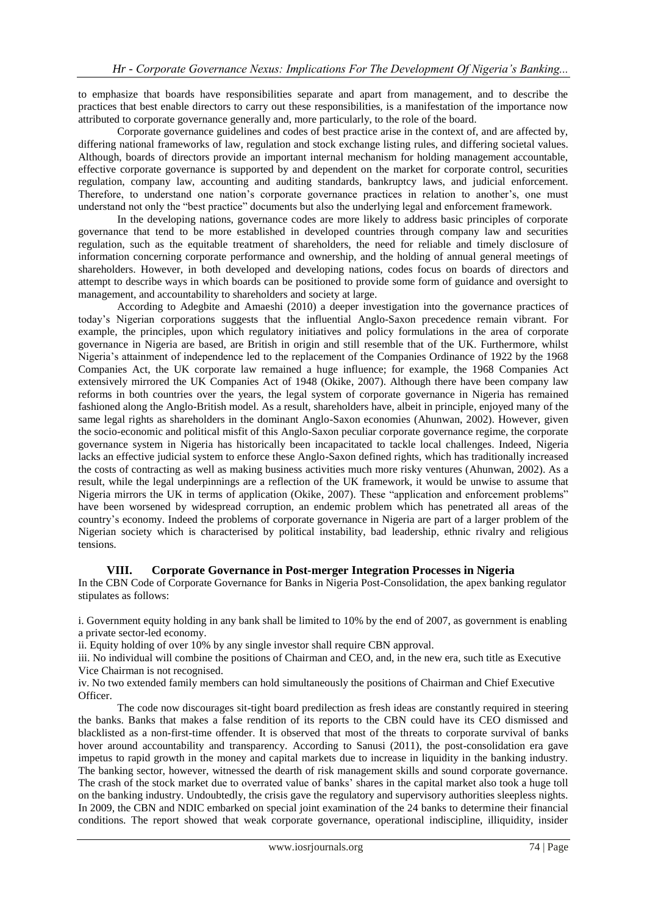to emphasize that boards have responsibilities separate and apart from management, and to describe the practices that best enable directors to carry out these responsibilities, is a manifestation of the importance now attributed to corporate governance generally and, more particularly, to the role of the board.

Corporate governance guidelines and codes of best practice arise in the context of, and are affected by, differing national frameworks of law, regulation and stock exchange listing rules, and differing societal values. Although, boards of directors provide an important internal mechanism for holding management accountable, effective corporate governance is supported by and dependent on the market for corporate control, securities regulation, company law, accounting and auditing standards, bankruptcy laws, and judicial enforcement. Therefore, to understand one nation's corporate governance practices in relation to another's, one must understand not only the "best practice" documents but also the underlying legal and enforcement framework.

In the developing nations, governance codes are more likely to address basic principles of corporate governance that tend to be more established in developed countries through company law and securities regulation, such as the equitable treatment of shareholders, the need for reliable and timely disclosure of information concerning corporate performance and ownership, and the holding of annual general meetings of shareholders. However, in both developed and developing nations, codes focus on boards of directors and attempt to describe ways in which boards can be positioned to provide some form of guidance and oversight to management, and accountability to shareholders and society at large.

According to Adegbite and Amaeshi (2010) a deeper investigation into the governance practices of today's Nigerian corporations suggests that the influential Anglo-Saxon precedence remain vibrant. For example, the principles, upon which regulatory initiatives and policy formulations in the area of corporate governance in Nigeria are based, are British in origin and still resemble that of the UK. Furthermore, whilst Nigeria's attainment of independence led to the replacement of the Companies Ordinance of 1922 by the 1968 Companies Act, the UK corporate law remained a huge influence; for example, the 1968 Companies Act extensively mirrored the UK Companies Act of 1948 (Okike, 2007). Although there have been company law reforms in both countries over the years, the legal system of corporate governance in Nigeria has remained fashioned along the Anglo-British model. As a result, shareholders have, albeit in principle, enjoyed many of the same legal rights as shareholders in the dominant Anglo-Saxon economies (Ahunwan, 2002). However, given the socio-economic and political misfit of this Anglo-Saxon peculiar corporate governance regime, the corporate governance system in Nigeria has historically been incapacitated to tackle local challenges. Indeed, Nigeria lacks an effective judicial system to enforce these Anglo-Saxon defined rights, which has traditionally increased the costs of contracting as well as making business activities much more risky ventures (Ahunwan, 2002). As a result, while the legal underpinnings are a reflection of the UK framework, it would be unwise to assume that Nigeria mirrors the UK in terms of application (Okike, 2007). These "application and enforcement problems" have been worsened by widespread corruption, an endemic problem which has penetrated all areas of the country's economy. Indeed the problems of corporate governance in Nigeria are part of a larger problem of the Nigerian society which is characterised by political instability, bad leadership, ethnic rivalry and religious tensions.

## VIII. Corporate Governance in Post-merger Integration Processes in Nigeria

In the CBN Code of Corporate Governance for Banks in Nigeria Post-Consolidation, the apex banking regulator stipulates as follows:

i. Government equity holding in any bank shall be limited to 10% by the end of 2007, as government is enabling a private sector-led economy.

ii. Equity holding of over 10% by any single investor shall require CBN approval.

iii. No individual will combine the positions of Chairman and CEO, and, in the new era, such title as Executive Vice Chairman is not recognised.

iv. No two extended family members can hold simultaneously the positions of Chairman and Chief Executive Officer.

The code now discourages sit-tight board predilection as fresh ideas are constantly required in steering the banks. Banks that makes a false rendition of its reports to the CBN could have its CEO dismissed and blacklisted as a non-first-time offender. It is observed that most of the threats to corporate survival of banks hover around accountability and transparency. According to Sanusi (2011), the post-consolidation era gave impetus to rapid growth in the money and capital markets due to increase in liquidity in the banking industry. The banking sector, however, witnessed the dearth of risk management skills and sound corporate governance. The crash of the stock market due to overrated value of banks' shares in the capital market also took a huge toll on the banking industry. Undoubtedly, the crisis gave the regulatory and supervisory authorities sleepless nights. In 2009, the CBN and NDIC embarked on special joint examination of the 24 banks to determine their financial conditions. The report showed that weak corporate governance, operational indiscipline, illiquidity, insider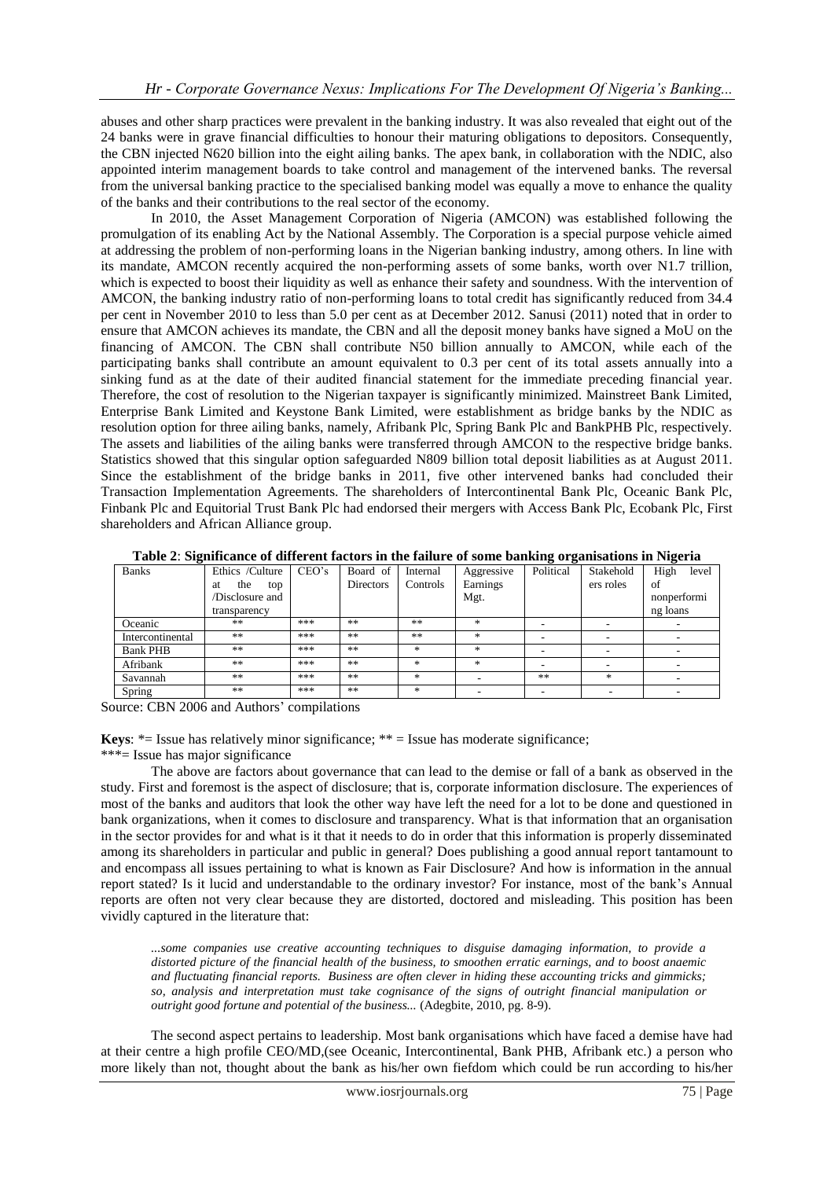abuses and other sharp practices were prevalent in the banking industry. It was also revealed that eight out of the 24 banks were in grave financial difficulties to honour their maturing obligations to depositors. Consequently, the CBN injected N620 billion into the eight ailing banks. The apex bank, in collaboration with the NDIC, also appointed interim management boards to take control and management of the intervened banks. The reversal from the universal banking practice to the specialised banking model was equally a move to enhance the quality of the banks and their contributions to the real sector of the economy.

In 2010, the Asset Management Corporation of Nigeria (AMCON) was established following the promulgation of its enabling Act by the National Assembly. The Corporation is a special purpose vehicle aimed at addressing the problem of non-performing loans in the Nigerian banking industry, among others. In line with its mandate, AMCON recently acquired the non-performing assets of some banks, worth over N1.7 trillion, which is expected to boost their liquidity as well as enhance their safety and soundness. With the intervention of AMCON, the banking industry ratio of non-performing loans to total credit has significantly reduced from 34.4 per cent in November 2010 to less than 5.0 per cent as at December 2012. Sanusi (2011) noted that in order to ensure that AMCON achieves its mandate, the CBN and all the deposit money banks have signed a MoU on the financing of AMCON. The CBN shall contribute N50 billion annually to AMCON, while each of the participating banks shall contribute an amount equivalent to 0.3 per cent of its total assets annually into a sinking fund as at the date of their audited financial statement for the immediate preceding financial year. Therefore, the cost of resolution to the Nigerian taxpayer is significantly minimized. Mainstreet Bank Limited, Enterprise Bank Limited and Keystone Bank Limited, were establishment as bridge banks by the NDIC as resolution option for three ailing banks, namely, Afribank Plc, Spring Bank Plc and BankPHB Plc, respectively. The assets and liabilities of the ailing banks were transferred through AMCON to the respective bridge banks. Statistics showed that this singular option safeguarded N809 billion total deposit liabilities as at August 2011. Since the establishment of the bridge banks in 2011, five other intervened banks had concluded their Transaction Implementation Agreements. The shareholders of Intercontinental Bank Plc, Oceanic Bank Plc, Finbank Plc and Equitorial Trust Bank Plc had endorsed their mergers with Access Bank Plc, Ecobank Plc, First shareholders and African Alliance group.

**Table 2**: **Significance of different factors in the failure of some banking organisations in Nigeria**

| Banks | Ethics /Culture at the top /Disclosure and transparency | CEO's | Board of Directors | Internal Controls | Aggressive Earnings Mgt. | Political | Stakeholders roles | High level of nonperforming loans |
|---|---|---|---|---|---|---|---|---|
| Oceanic | ** | *** | ** | ** | * | - | - | - |
| Intercontinental | ** | *** | ** | ** | * | - | - | - |
| Bank PHB | ** | *** | ** | * | * | - | - | - |
| Afribank | ** | *** | ** | * | * | - | - | - |
| Savannah | ** | *** | ** | * | - | ** | * | - |
| Spring | ** | *** | ** | * | - | - | - | - |

Source: CBN 2006 and Authors' compilations

**Keys**: *= Issue has relatively minor significance; ** = Issue has moderate significance;
***= Issue has major significance

The above are factors about governance that can lead to the demise or fall of a bank as observed in the study. First and foremost is the aspect of disclosure; that is, corporate information disclosure. The experiences of most of the banks and auditors that look the other way have left the need for a lot to be done and questioned in bank organizations, when it comes to disclosure and transparency. What is that information that an organisation in the sector provides for and what is it that it needs to do in order that this information is properly disseminated among its shareholders in particular and public in general? Does publishing a good annual report tantamount to and encompass all issues pertaining to what is known as Fair Disclosure? And how is information in the annual report stated? Is it lucid and understandable to the ordinary investor? For instance, most of the bank's Annual reports are often not very clear because they are distorted, doctored and misleading. This position has been vividly captured in the literature that:

> *...some companies use creative accounting techniques to disguise damaging information, to provide a distorted picture of the financial health of the business, to smoothen erratic earnings, and to boost anaemic and fluctuating financial reports. Business are often clever in hiding these accounting tricks and gimmicks; so, analysis and interpretation must take cognisance of the signs of outright financial manipulation or outright good fortune and potential of the business...* (Adegbite, 2010, pg. 8-9).

The second aspect pertains to leadership. Most bank organisations which have faced a demise have had at their centre a high profile CEO/MD,(see Oceanic, Intercontinental, Bank PHB, Afribank etc.) a person who more likely than not, thought about the bank as his/her own fiefdom which could be run according to his/her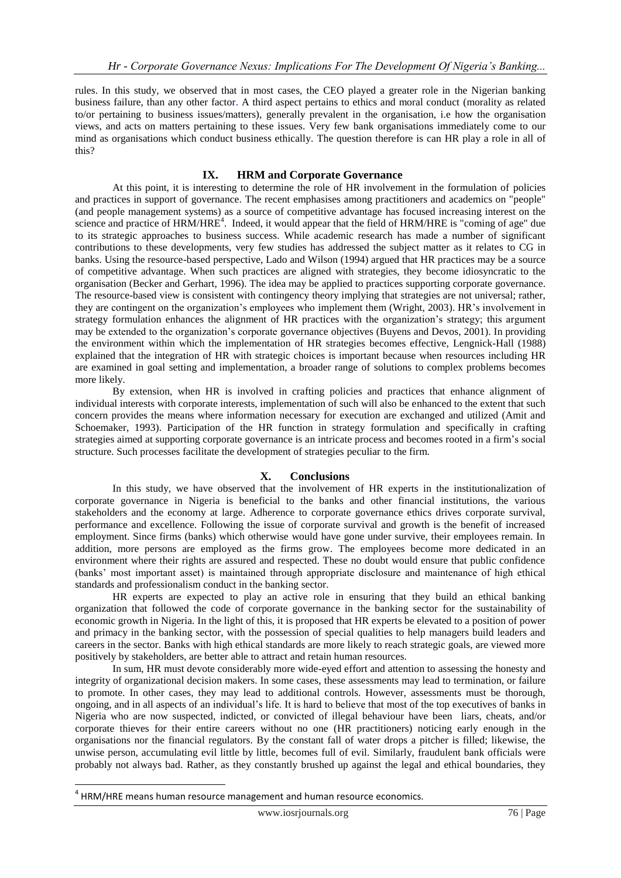rules. In this study, we observed that in most cases, the CEO played a greater role in the Nigerian banking business failure, than any other factor. A third aspect pertains to ethics and moral conduct (morality as related to/or pertaining to business issues/matters), generally prevalent in the organisation, i.e how the organisation views, and acts on matters pertaining to these issues. Very few bank organisations immediately come to our mind as organisations which conduct business ethically. The question therefore is can HR play a role in all of this?

## IX. HRM and Corporate Governance

At this point, it is interesting to determine the role of HR involvement in the formulation of policies and practices in support of governance. The recent emphasises among practitioners and academics on "people" (and people management systems) as a source of competitive advantage has focused increasing interest on the science and practice of HRM/HRE[4]. Indeed, it would appear that the field of HRM/HRE is "coming of age" due to its strategic approaches to business success. While academic research has made a number of significant contributions to these developments, very few studies has addressed the subject matter as it relates to CG in banks. Using the resource-based perspective, Lado and Wilson (1994) argued that HR practices may be a source of competitive advantage. When such practices are aligned with strategies, they become idiosyncratic to the organisation (Becker and Gerhart, 1996). The idea may be applied to practices supporting corporate governance. The resource-based view is consistent with contingency theory implying that strategies are not universal; rather, they are contingent on the organization's employees who implement them (Wright, 2003). HR's involvement in strategy formulation enhances the alignment of HR practices with the organization's strategy; this argument may be extended to the organization's corporate governance objectives (Buyens and Devos, 2001). In providing the environment within which the implementation of HR strategies becomes effective, Lengnick-Hall (1988) explained that the integration of HR with strategic choices is important because when resources including HR are examined in goal setting and implementation, a broader range of solutions to complex problems becomes more likely.

By extension, when HR is involved in crafting policies and practices that enhance alignment of individual interests with corporate interests, implementation of such will also be enhanced to the extent that such concern provides the means where information necessary for execution are exchanged and utilized (Amit and Schoemaker, 1993). Participation of the HR function in strategy formulation and specifically in crafting strategies aimed at supporting corporate governance is an intricate process and becomes rooted in a firm's social structure. Such processes facilitate the development of strategies peculiar to the firm.

## X. Conclusions

In this study, we have observed that the involvement of HR experts in the institutionalization of corporate governance in Nigeria is beneficial to the banks and other financial institutions, the various stakeholders and the economy at large. Adherence to corporate governance ethics drives corporate survival, performance and excellence. Following the issue of corporate survival and growth is the benefit of increased employment. Since firms (banks) which otherwise would have gone under survive, their employees remain. In addition, more persons are employed as the firms grow. The employees become more dedicated in an environment where their rights are assured and respected. These no doubt would ensure that public confidence (banks' most important asset) is maintained through appropriate disclosure and maintenance of high ethical standards and professionalism conduct in the banking sector.

HR experts are expected to play an active role in ensuring that they build an ethical banking organization that followed the code of corporate governance in the banking sector for the sustainability of economic growth in Nigeria. In the light of this, it is proposed that HR experts be elevated to a position of power and primacy in the banking sector, with the possession of special qualities to help managers build leaders and careers in the sector. Banks with high ethical standards are more likely to reach strategic goals, are viewed more positively by stakeholders, are better able to attract and retain human resources.

In sum, HR must devote considerably more wide-eyed effort and attention to assessing the honesty and integrity of organizational decision makers. In some cases, these assessments may lead to termination, or failure to promote. In other cases, they may lead to additional controls. However, assessments must be thorough, ongoing, and in all aspects of an individual's life. It is hard to believe that most of the top executives of banks in Nigeria who are now suspected, indicted, or convicted of illegal behaviour have been liars, cheats, and/or corporate thieves for their entire careers without no one (HR practitioners) noticing early enough in the organisations nor the financial regulators. By the constant fall of water drops a pitcher is filled; likewise, the unwise person, accumulating evil little by little, becomes full of evil. Similarly, fraudulent bank officials were probably not always bad. Rather, as they constantly brushed up against the legal and ethical boundaries, they

[4] HRM/HRE means human resource management and human resource economics.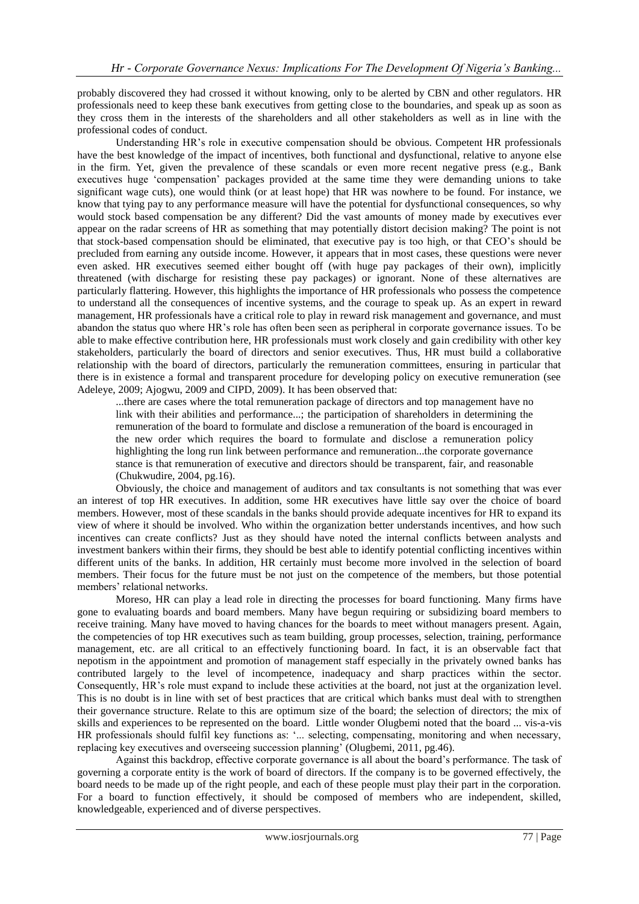probably discovered they had crossed it without knowing, only to be alerted by CBN and other regulators. HR professionals need to keep these bank executives from getting close to the boundaries, and speak up as soon as they cross them in the interests of the shareholders and all other stakeholders as well as in line with the professional codes of conduct.

Understanding HR's role in executive compensation should be obvious. Competent HR professionals have the best knowledge of the impact of incentives, both functional and dysfunctional, relative to anyone else in the firm. Yet, given the prevalence of these scandals or even more recent negative press (e.g., Bank executives huge 'compensation' packages provided at the same time they were demanding unions to take significant wage cuts), one would think (or at least hope) that HR was nowhere to be found. For instance, we know that tying pay to any performance measure will have the potential for dysfunctional consequences, so why would stock based compensation be any different? Did the vast amounts of money made by executives ever appear on the radar screens of HR as something that may potentially distort decision making? The point is not that stock-based compensation should be eliminated, that executive pay is too high, or that CEO's should be precluded from earning any outside income. However, it appears that in most cases, these questions were never even asked. HR executives seemed either bought off (with huge pay packages of their own), implicitly threatened (with discharge for resisting these pay packages) or ignorant. None of these alternatives are particularly flattering. However, this highlights the importance of HR professionals who possess the competence to understand all the consequences of incentive systems, and the courage to speak up. As an expert in reward management, HR professionals have a critical role to play in reward risk management and governance, and must abandon the status quo where HR's role has often been seen as peripheral in corporate governance issues. To be able to make effective contribution here, HR professionals must work closely and gain credibility with other key stakeholders, particularly the board of directors and senior executives. Thus, HR must build a collaborative relationship with the board of directors, particularly the remuneration committees, ensuring in particular that there is in existence a formal and transparent procedure for developing policy on executive remuneration (see Adeleye, 2009; Ajogwu, 2009 and CIPD, 2009). It has been observed that:

> ...there are cases where the total remuneration package of directors and top management have no link with their abilities and performance...; the participation of shareholders in determining the remuneration of the board to formulate and disclose a remuneration of the board is encouraged in the new order which requires the board to formulate and disclose a remuneration policy highlighting the long run link between performance and remuneration...the corporate governance stance is that remuneration of executive and directors should be transparent, fair, and reasonable (Chukwudire, 2004, pg.16).

Obviously, the choice and management of auditors and tax consultants is not something that was ever an interest of top HR executives. In addition, some HR executives have little say over the choice of board members. However, most of these scandals in the banks should provide adequate incentives for HR to expand its view of where it should be involved. Who within the organization better understands incentives, and how such incentives can create conflicts? Just as they should have noted the internal conflicts between analysts and investment bankers within their firms, they should be best able to identify potential conflicting incentives within different units of the banks. In addition, HR certainly must become more involved in the selection of board members. Their focus for the future must be not just on the competence of the members, but those potential members' relational networks.

Moreso, HR can play a lead role in directing the processes for board functioning. Many firms have gone to evaluating boards and board members. Many have begun requiring or subsidizing board members to receive training. Many have moved to having chances for the boards to meet without managers present. Again, the competencies of top HR executives such as team building, group processes, selection, training, performance management, etc. are all critical to an effectively functioning board. In fact, it is an observable fact that nepotism in the appointment and promotion of management staff especially in the privately owned banks has contributed largely to the level of incompetence, inadequacy and sharp practices within the sector. Consequently, HR's role must expand to include these activities at the board, not just at the organization level. This is no doubt is in line with set of best practices that are critical which banks must deal with to strengthen their governance structure. Relate to this are optimum size of the board; the selection of directors; the mix of skills and experiences to be represented on the board. Little wonder Olugbemi noted that the board ... vis-a-vis HR professionals should fulfil key functions as: '... selecting, compensating, monitoring and when necessary, replacing key executives and overseeing succession planning' (Olugbemi, 2011, pg.46).

Against this backdrop, effective corporate governance is all about the board's performance. The task of governing a corporate entity is the work of board of directors. If the company is to be governed effectively, the board needs to be made up of the right people, and each of these people must play their part in the corporation. For a board to function effectively, it should be composed of members who are independent, skilled, knowledgeable, experienced and of diverse perspectives.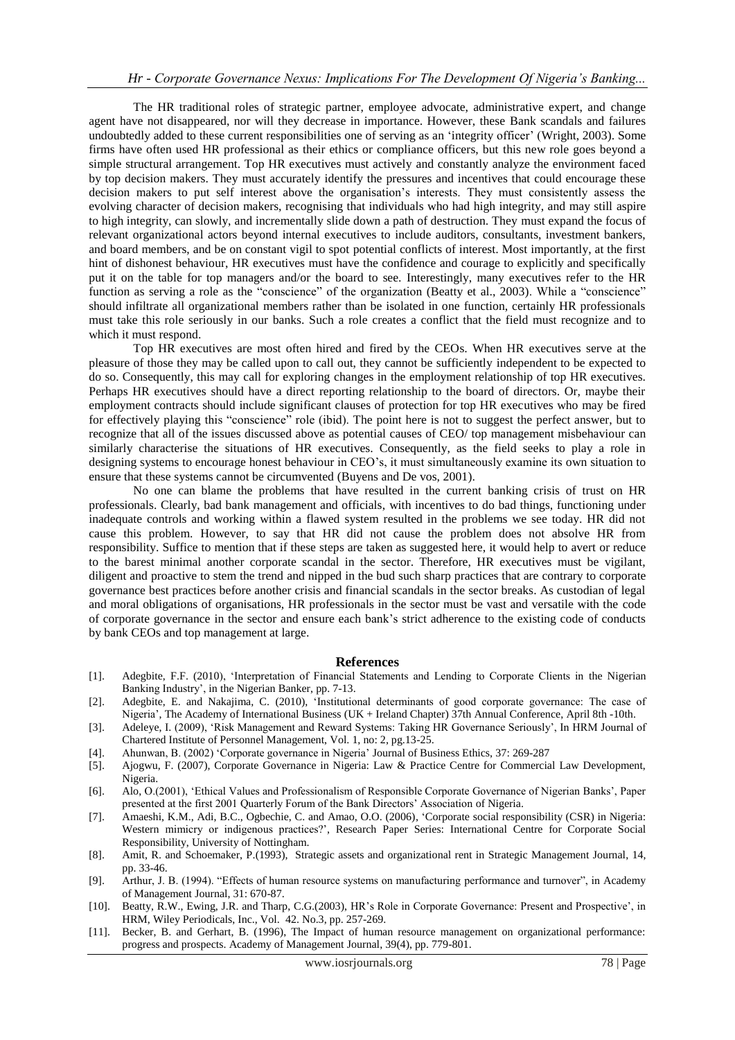The HR traditional roles of strategic partner, employee advocate, administrative expert, and change agent have not disappeared, nor will they decrease in importance. However, these Bank scandals and failures undoubtedly added to these current responsibilities one of serving as an 'integrity officer' (Wright, 2003). Some firms have often used HR professional as their ethics or compliance officers, but this new role goes beyond a simple structural arrangement. Top HR executives must actively and constantly analyze the environment faced by top decision makers. They must accurately identify the pressures and incentives that could encourage these decision makers to put self interest above the organisation's interests. They must consistently assess the evolving character of decision makers, recognising that individuals who had high integrity, and may still aspire to high integrity, can slowly, and incrementally slide down a path of destruction. They must expand the focus of relevant organizational actors beyond internal executives to include auditors, consultants, investment bankers, and board members, and be on constant vigil to spot potential conflicts of interest. Most importantly, at the first hint of dishonest behaviour, HR executives must have the confidence and courage to explicitly and specifically put it on the table for top managers and/or the board to see. Interestingly, many executives refer to the HR function as serving a role as the "conscience" of the organization (Beatty et al., 2003). While a "conscience" should infiltrate all organizational members rather than be isolated in one function, certainly HR professionals must take this role seriously in our banks. Such a role creates a conflict that the field must recognize and to which it must respond.

Top HR executives are most often hired and fired by the CEOs. When HR executives serve at the pleasure of those they may be called upon to call out, they cannot be sufficiently independent to be expected to do so. Consequently, this may call for exploring changes in the employment relationship of top HR executives. Perhaps HR executives should have a direct reporting relationship to the board of directors. Or, maybe their employment contracts should include significant clauses of protection for top HR executives who may be fired for effectively playing this "conscience" role (ibid). The point here is not to suggest the perfect answer, but to recognize that all of the issues discussed above as potential causes of CEO/ top management misbehaviour can similarly characterise the situations of HR executives. Consequently, as the field seeks to play a role in designing systems to encourage honest behaviour in CEO's, it must simultaneously examine its own situation to ensure that these systems cannot be circumvented (Buyens and De vos, 2001).

No one can blame the problems that have resulted in the current banking crisis of trust on HR professionals. Clearly, bad bank management and officials, with incentives to do bad things, functioning under inadequate controls and working within a flawed system resulted in the problems we see today. HR did not cause this problem. However, to say that HR did not cause the problem does not absolve HR from responsibility. Suffice to mention that if these steps are taken as suggested here, it would help to avert or reduce to the barest minimal another corporate scandal in the sector. Therefore, HR executives must be vigilant, diligent and proactive to stem the trend and nipped in the bud such sharp practices that are contrary to corporate governance best practices before another crisis and financial scandals in the sector breaks. As custodian of legal and moral obligations of organisations, HR professionals in the sector must be vast and versatile with the code of corporate governance in the sector and ensure each bank's strict adherence to the existing code of conducts by bank CEOs and top management at large.

## References

[1]. Adegbite, F.F. (2010), 'Interpretation of Financial Statements and Lending to Corporate Clients in the Nigerian Banking Industry', in the Nigerian Banker, pp. 7-13.

[2]. Adegbite, E. and Nakajima, C. (2010), 'Institutional determinants of good corporate governance: The case of Nigeria', The Academy of International Business (UK + Ireland Chapter) 37th Annual Conference, April 8th -10th.

[3]. Adeleye, I. (2009), 'Risk Management and Reward Systems: Taking HR Governance Seriously', In HRM Journal of Chartered Institute of Personnel Management, Vol. 1, no: 2, pg.13-25.

[4]. Ahunwan, B. (2002) 'Corporate governance in Nigeria' Journal of Business Ethics, 37: 269-287

[5]. Ajogwu, F. (2007), Corporate Governance in Nigeria: Law & Practice Centre for Commercial Law Development, Nigeria.

[6]. Alo, O.(2001), 'Ethical Values and Professionalism of Responsible Corporate Governance of Nigerian Banks', Paper presented at the first 2001 Quarterly Forum of the Bank Directors' Association of Nigeria.

[7]. Amaeshi, K.M., Adi, B.C., Ogbechie, C. and Amao, O.O. (2006), 'Corporate social responsibility (CSR) in Nigeria: Western mimicry or indigenous practices?', Research Paper Series: International Centre for Corporate Social Responsibility, University of Nottingham.

[8]. Amit, R. and Schoemaker, P.(1993), Strategic assets and organizational rent in Strategic Management Journal, 14, pp. 33-46.

[9]. Arthur, J. B. (1994). "Effects of human resource systems on manufacturing performance and turnover", in Academy of Management Journal, 31: 670-87.

[10]. Beatty, R.W., Ewing, J.R. and Tharp, C.G.(2003), HR's Role in Corporate Governance: Present and Prospective', in HRM, Wiley Periodicals, Inc., Vol. 42. No.3, pp. 257-269.

[11]. Becker, B. and Gerhart, B. (1996), The Impact of human resource management on organizational performance: progress and prospects. Academy of Management Journal, 39(4), pp. 779-801.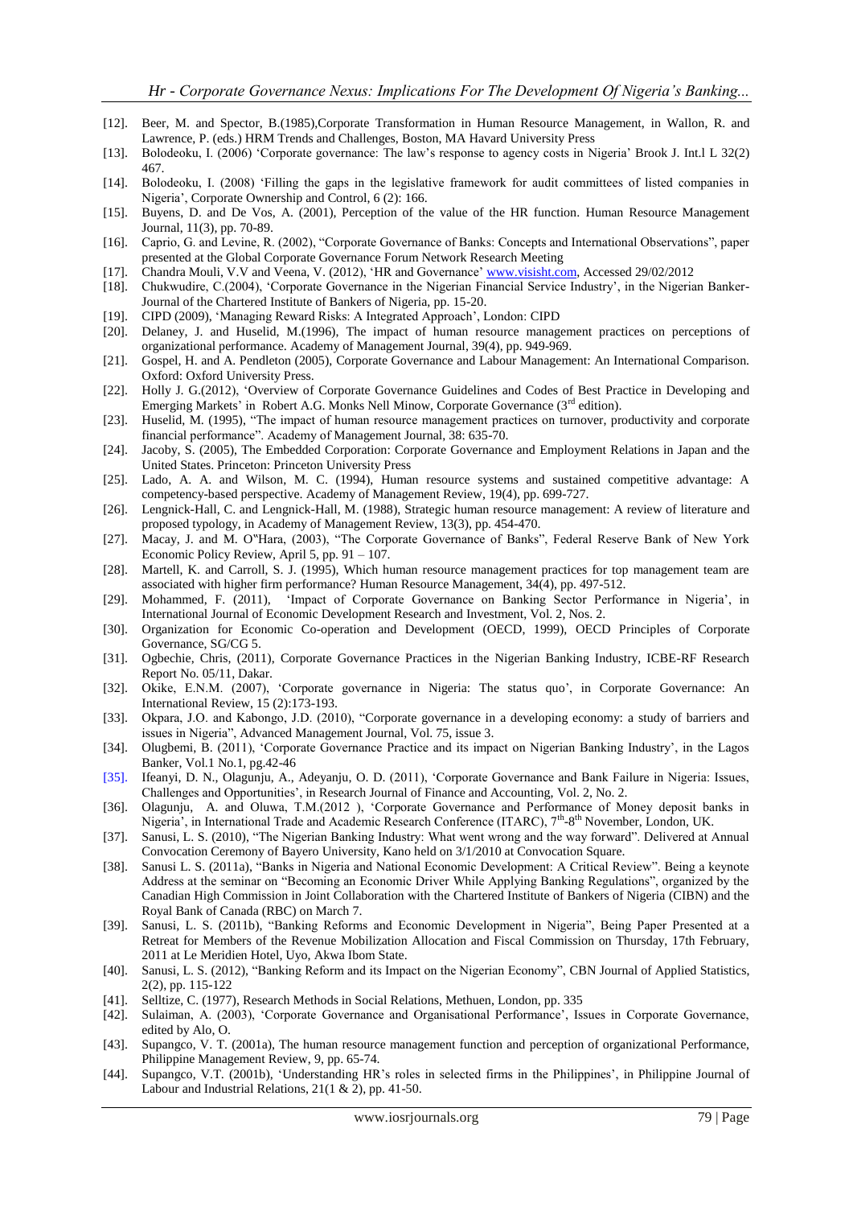- [12]. Beer, M. and Spector, B.(1985),Corporate Transformation in Human Resource Management, in Wallon, R. and Lawrence, P. (eds.) HRM Trends and Challenges, Boston, MA Havard University Press
- [13]. Bolodeoku, I. (2006) 'Corporate governance: The law's response to agency costs in Nigeria' Brook J. Int.l L 32(2) 467.
- [14]. Bolodeoku, I. (2008) 'Filling the gaps in the legislative framework for audit committees of listed companies in Nigeria', Corporate Ownership and Control, 6 (2): 166.
- [15]. Buyens, D. and De Vos, A. (2001), Perception of the value of the HR function. Human Resource Management Journal, 11(3), pp. 70-89.
- [16]. Caprio, G. and Levine, R. (2002), "Corporate Governance of Banks: Concepts and International Observations", paper presented at the Global Corporate Governance Forum Network Research Meeting
- [17]. Chandra Mouli, V.V and Veena, V. (2012), 'HR and Governance' www.visisht.com, Accessed 29/02/2012
- [18]. Chukwudire, C.(2004), 'Corporate Governance in the Nigerian Financial Service Industry', in the Nigerian Banker-Journal of the Chartered Institute of Bankers of Nigeria, pp. 15-20.
- [19]. CIPD (2009), 'Managing Reward Risks: A Integrated Approach', London: CIPD
- [20]. Delaney, J. and Huselid, M.(1996), The impact of human resource management practices on perceptions of organizational performance. Academy of Management Journal, 39(4), pp. 949-969.
- [21]. Gospel, H. and A. Pendleton (2005), Corporate Governance and Labour Management: An International Comparison. Oxford: Oxford University Press.
- [22]. Holly J. G.(2012), 'Overview of Corporate Governance Guidelines and Codes of Best Practice in Developing and Emerging Markets' in Robert A.G. Monks Nell Minow, Corporate Governance (3rd edition).
- [23]. Huselid, M. (1995), "The impact of human resource management practices on turnover, productivity and corporate financial performance". Academy of Management Journal, 38: 635-70.
- [24]. Jacoby, S. (2005), The Embedded Corporation: Corporate Governance and Employment Relations in Japan and the United States. Princeton: Princeton University Press
- [25]. Lado, A. A. and Wilson, M. C. (1994), Human resource systems and sustained competitive advantage: A competency-based perspective. Academy of Management Review, 19(4), pp. 699-727.
- [26]. Lengnick-Hall, C. and Lengnick-Hall, M. (1988), Strategic human resource management: A review of literature and proposed typology, in Academy of Management Review, 13(3), pp. 454-470.
- [27]. Macay, J. and M. O"Hara, (2003), "The Corporate Governance of Banks", Federal Reserve Bank of New York Economic Policy Review, April 5, pp. 91 – 107.
- [28]. Martell, K. and Carroll, S. J. (1995), Which human resource management practices for top management team are associated with higher firm performance? Human Resource Management, 34(4), pp. 497-512.
- [29]. Mohammed, F. (2011), 'Impact of Corporate Governance on Banking Sector Performance in Nigeria', in International Journal of Economic Development Research and Investment, Vol. 2, Nos. 2.
- [30]. Organization for Economic Co-operation and Development (OECD, 1999), OECD Principles of Corporate Governance, SG/CG 5.
- [31]. Ogbechie, Chris, (2011), Corporate Governance Practices in the Nigerian Banking Industry, ICBE-RF Research Report No. 05/11, Dakar.
- [32]. Okike, E.N.M. (2007), 'Corporate governance in Nigeria: The status quo', in Corporate Governance: An International Review, 15 (2):173-193.
- [33]. Okpara, J.O. and Kabongo, J.D. (2010), "Corporate governance in a developing economy: a study of barriers and issues in Nigeria", Advanced Management Journal, Vol. 75, issue 3.
- [34]. Olugbemi, B. (2011), 'Corporate Governance Practice and its impact on Nigerian Banking Industry', in the Lagos Banker, Vol.1 No.1, pg.42-46
- [35]. Ifeanyi, D. N., Olagunju, A., Adeyanju, O. D. (2011), 'Corporate Governance and Bank Failure in Nigeria: Issues, Challenges and Opportunities', in Research Journal of Finance and Accounting, Vol. 2, No. 2.
- [36]. Olagunju, A. and Oluwa, T.M.(2012 ), 'Corporate Governance and Performance of Money deposit banks in Nigeria', in International Trade and Academic Research Conference (ITARC), 7th-8th November, London, UK.
- [37]. Sanusi, L. S. (2010), "The Nigerian Banking Industry: What went wrong and the way forward". Delivered at Annual Convocation Ceremony of Bayero University, Kano held on 3/1/2010 at Convocation Square.
- [38]. Sanusi L. S. (2011a), "Banks in Nigeria and National Economic Development: A Critical Review". Being a keynote Address at the seminar on "Becoming an Economic Driver While Applying Banking Regulations", organized by the Canadian High Commission in Joint Collaboration with the Chartered Institute of Bankers of Nigeria (CIBN) and the Royal Bank of Canada (RBC) on March 7.
- [39]. Sanusi, L. S. (2011b), "Banking Reforms and Economic Development in Nigeria", Being Paper Presented at a Retreat for Members of the Revenue Mobilization Allocation and Fiscal Commission on Thursday, 17th February, 2011 at Le Meridien Hotel, Uyo, Akwa Ibom State.
- [40]. Sanusi, L. S. (2012), "Banking Reform and its Impact on the Nigerian Economy", CBN Journal of Applied Statistics, 2(2), pp. 115-122
- [41]. Selltize, C. (1977), Research Methods in Social Relations, Methuen, London, pp. 335
- [42]. Sulaiman, A. (2003), 'Corporate Governance and Organisational Performance', Issues in Corporate Governance, edited by Alo, O.
- [43]. Supangco, V. T. (2001a), The human resource management function and perception of organizational Performance, Philippine Management Review, 9, pp. 65-74.
- [44]. Supangco, V.T. (2001b), 'Understanding HR's roles in selected firms in the Philippines', in Philippine Journal of Labour and Industrial Relations, 21(1 & 2), pp. 41-50.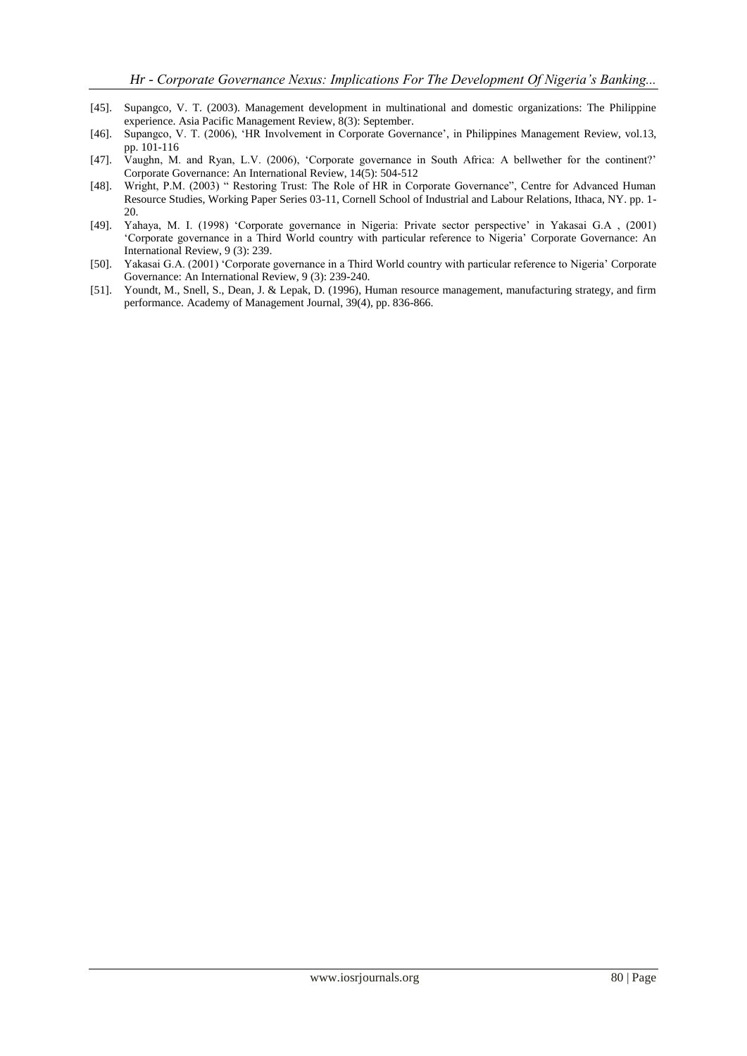[45]. Supangco, V. T. (2003). Management development in multinational and domestic organizations: The Philippine experience. Asia Pacific Management Review, 8(3): September.

[46]. Supangco, V. T. (2006), 'HR Involvement in Corporate Governance', in Philippines Management Review, vol.13, pp. 101-116

[47]. Vaughn, M. and Ryan, L.V. (2006), 'Corporate governance in South Africa: A bellwether for the continent?' Corporate Governance: An International Review, 14(5): 504-512

[48]. Wright, P.M. (2003) " Restoring Trust: The Role of HR in Corporate Governance", Centre for Advanced Human Resource Studies, Working Paper Series 03-11, Cornell School of Industrial and Labour Relations, Ithaca, NY. pp. 1-20.

[49]. Yahaya, M. I. (1998) 'Corporate governance in Nigeria: Private sector perspective' in Yakasai G.A , (2001) 'Corporate governance in a Third World country with particular reference to Nigeria' Corporate Governance: An International Review, 9 (3): 239.

[50]. Yakasai G.A. (2001) 'Corporate governance in a Third World country with particular reference to Nigeria' Corporate Governance: An International Review, 9 (3): 239-240.

[51]. Youndt, M., Snell, S., Dean, J. & Lepak, D. (1996), Human resource management, manufacturing strategy, and firm performance. Academy of Management Journal, 39(4), pp. 836-866.